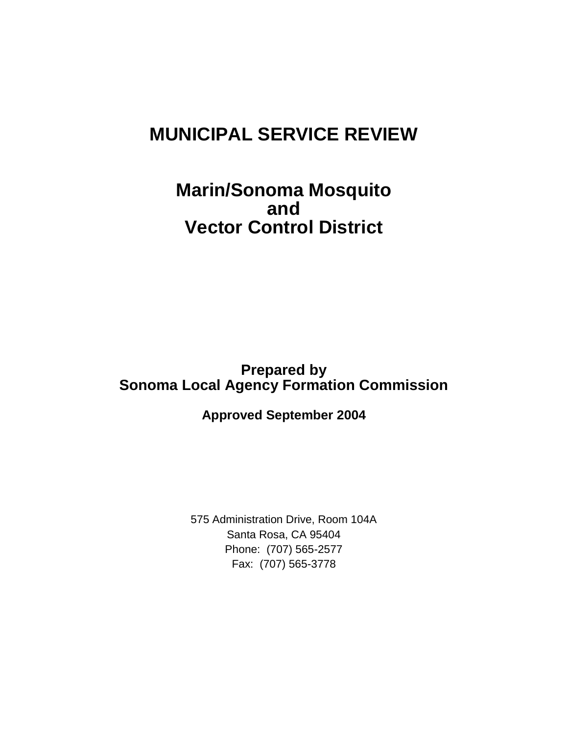# MUNICIPAL SERVICE REVIEW

## Marin/Sonoma Mosquito and Vector Control District

**Prepared by**
**Sonoma Local Agency Formation Commission**

**Approved September 2004**

575 Administration Drive, Room 104A
Santa Rosa, CA 95404
Phone: (707) 565-2577
Fax: (707) 565-3778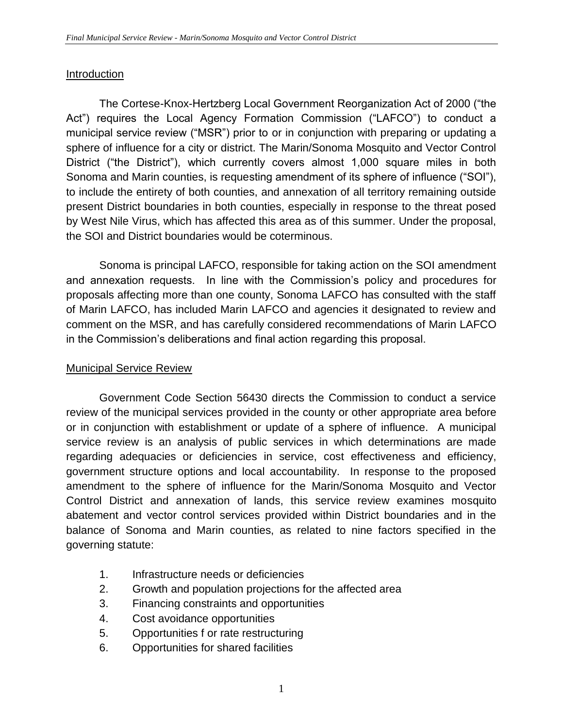## Introduction

The Cortese-Knox-Hertzberg Local Government Reorganization Act of 2000 ("the Act") requires the Local Agency Formation Commission ("LAFCO") to conduct a municipal service review ("MSR") prior to or in conjunction with preparing or updating a sphere of influence for a city or district. The Marin/Sonoma Mosquito and Vector Control District ("the District"), which currently covers almost 1,000 square miles in both Sonoma and Marin counties, is requesting amendment of its sphere of influence ("SOI"), to include the entirety of both counties, and annexation of all territory remaining outside present District boundaries in both counties, especially in response to the threat posed by West Nile Virus, which has affected this area as of this summer. Under the proposal, the SOI and District boundaries would be coterminous.

Sonoma is principal LAFCO, responsible for taking action on the SOI amendment and annexation requests. In line with the Commission's policy and procedures for proposals affecting more than one county, Sonoma LAFCO has consulted with the staff of Marin LAFCO, has included Marin LAFCO and agencies it designated to review and comment on the MSR, and has carefully considered recommendations of Marin LAFCO in the Commission's deliberations and final action regarding this proposal.

## Municipal Service Review

Government Code Section 56430 directs the Commission to conduct a service review of the municipal services provided in the county or other appropriate area before or in conjunction with establishment or update of a sphere of influence. A municipal service review is an analysis of public services in which determinations are made regarding adequacies or deficiencies in service, cost effectiveness and efficiency, government structure options and local accountability. In response to the proposed amendment to the sphere of influence for the Marin/Sonoma Mosquito and Vector Control District and annexation of lands, this service review examines mosquito abatement and vector control services provided within District boundaries and in the balance of Sonoma and Marin counties, as related to nine factors specified in the governing statute:

1. Infrastructure needs or deficiencies
2. Growth and population projections for the affected area
3. Financing constraints and opportunities
4. Cost avoidance opportunities
5. Opportunities f or rate restructuring
6. Opportunities for shared facilities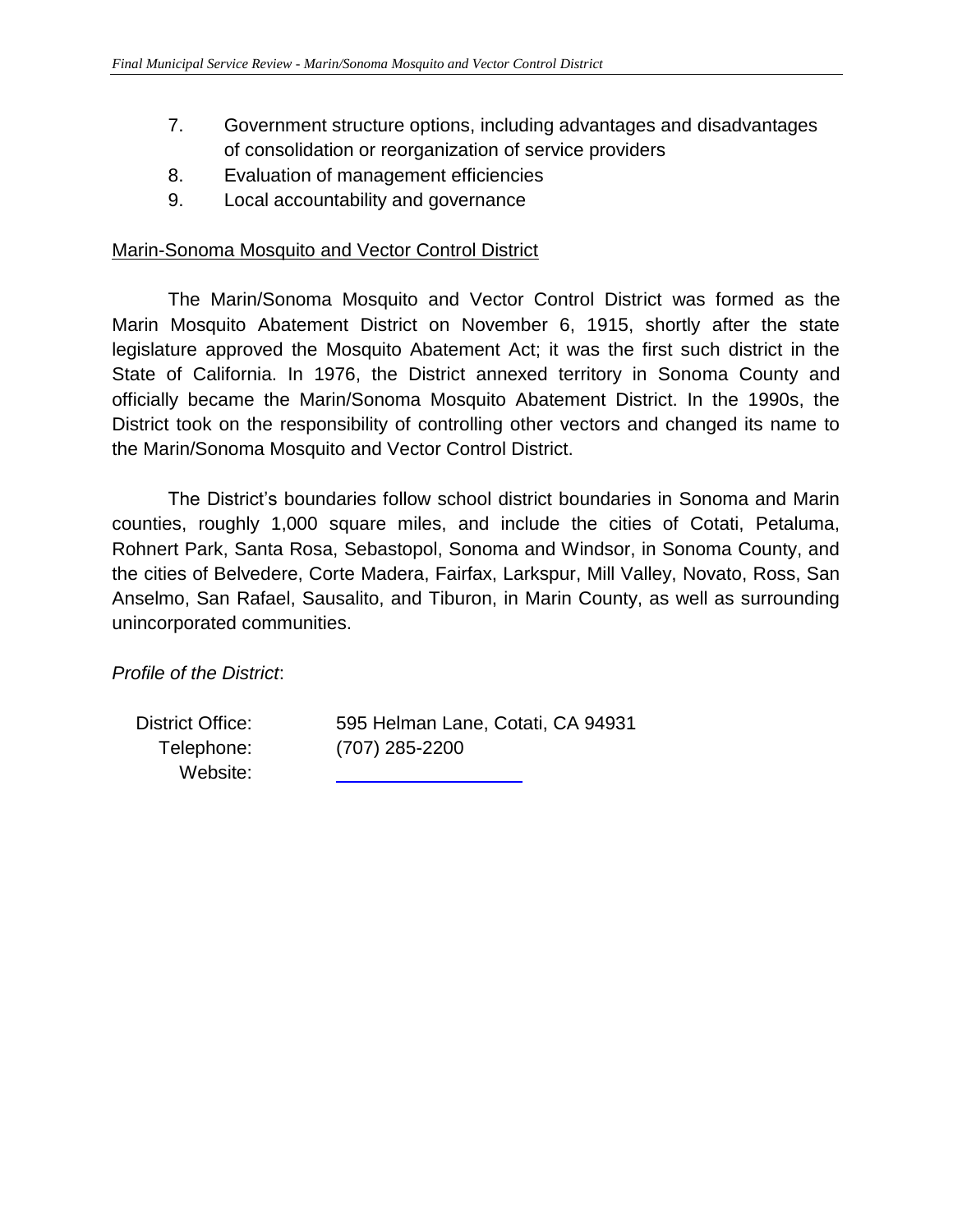7. Government structure options, including advantages and disadvantages of consolidation or reorganization of service providers
8. Evaluation of management efficiencies
9. Local accountability and governance

<u>Marin-Sonoma Mosquito and Vector Control District</u>

The Marin/Sonoma Mosquito and Vector Control District was formed as the Marin Mosquito Abatement District on November 6, 1915, shortly after the state legislature approved the Mosquito Abatement Act; it was the first such district in the State of California. In 1976, the District annexed territory in Sonoma County and officially became the Marin/Sonoma Mosquito Abatement District. In the 1990s, the District took on the responsibility of controlling other vectors and changed its name to the Marin/Sonoma Mosquito and Vector Control District.

The District's boundaries follow school district boundaries in Sonoma and Marin counties, roughly 1,000 square miles, and include the cities of Cotati, Petaluma, Rohnert Park, Santa Rosa, Sebastopol, Sonoma and Windsor, in Sonoma County, and the cities of Belvedere, Corte Madera, Fairfax, Larkspur, Mill Valley, Novato, Ross, San Anselmo, San Rafael, Sausalito, and Tiburon, in Marin County, as well as surrounding unincorporated communities.

*Profile of the District*:

District Office: 595 Helman Lane, Cotati, CA 94931
Telephone: (707) 285-2200
Website: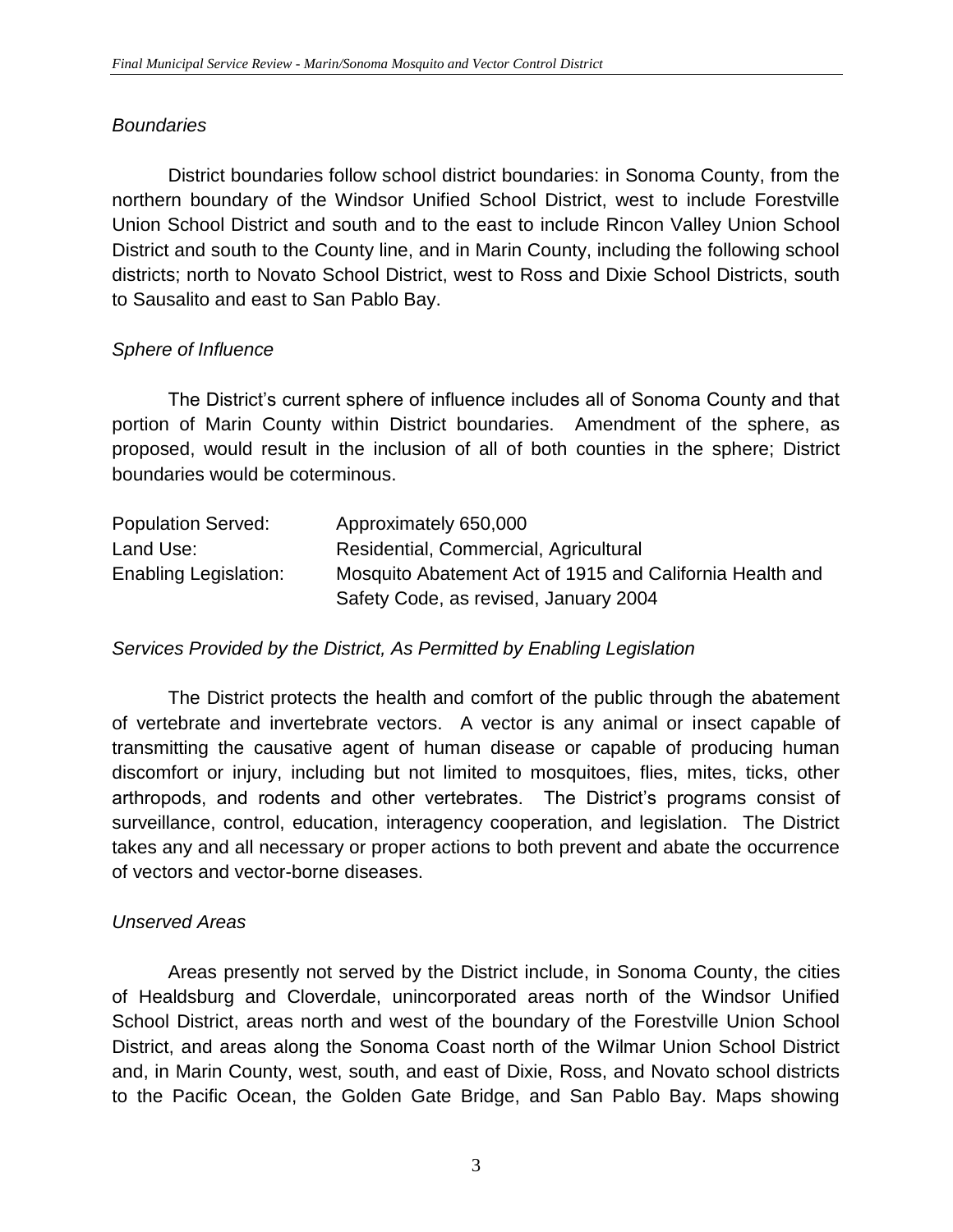*Boundaries*

District boundaries follow school district boundaries: in Sonoma County, from the northern boundary of the Windsor Unified School District, west to include Forestville Union School District and south and to the east to include Rincon Valley Union School District and south to the County line, and in Marin County, including the following school districts; north to Novato School District, west to Ross and Dixie School Districts, south to Sausalito and east to San Pablo Bay.

*Sphere of Influence*

The District's current sphere of influence includes all of Sonoma County and that portion of Marin County within District boundaries. Amendment of the sphere, as proposed, would result in the inclusion of all of both counties in the sphere; District boundaries would be coterminous.

| | |
|---|---|
| Population Served: | Approximately 650,000 |
| Land Use: | Residential, Commercial, Agricultural |
| Enabling Legislation: | Mosquito Abatement Act of 1915 and California Health and Safety Code, as revised, January 2004 |

*Services Provided by the District, As Permitted by Enabling Legislation*

The District protects the health and comfort of the public through the abatement of vertebrate and invertebrate vectors. A vector is any animal or insect capable of transmitting the causative agent of human disease or capable of producing human discomfort or injury, including but not limited to mosquitoes, flies, mites, ticks, other arthropods, and rodents and other vertebrates. The District's programs consist of surveillance, control, education, interagency cooperation, and legislation. The District takes any and all necessary or proper actions to both prevent and abate the occurrence of vectors and vector-borne diseases.

*Unserved Areas*

Areas presently not served by the District include, in Sonoma County, the cities of Healdsburg and Cloverdale, unincorporated areas north of the Windsor Unified School District, areas north and west of the boundary of the Forestville Union School District, and areas along the Sonoma Coast north of the Wilmar Union School District and, in Marin County, west, south, and east of Dixie, Ross, and Novato school districts to the Pacific Ocean, the Golden Gate Bridge, and San Pablo Bay. Maps showing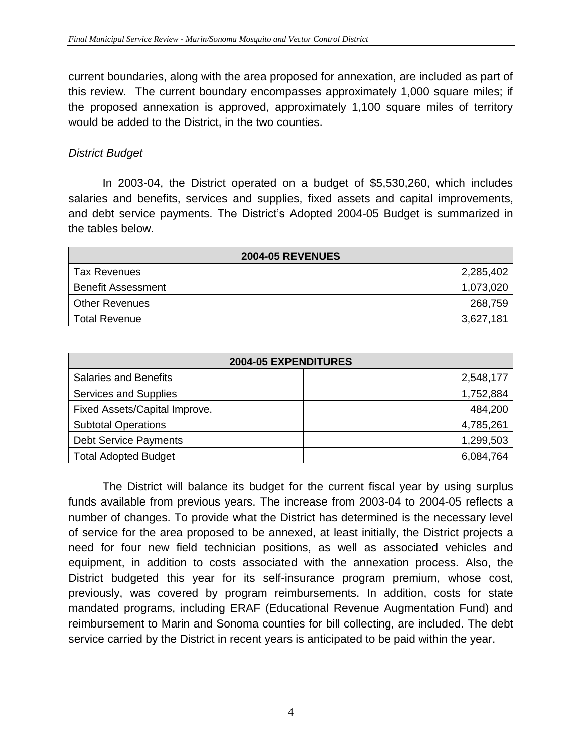current boundaries, along with the area proposed for annexation, are included as part of this review. The current boundary encompasses approximately 1,000 square miles; if the proposed annexation is approved, approximately 1,100 square miles of territory would be added to the District, in the two counties.

*District Budget*

In 2003-04, the District operated on a budget of $5,530,260, which includes salaries and benefits, services and supplies, fixed assets and capital improvements, and debt service payments. The District's Adopted 2004-05 Budget is summarized in the tables below.

| 2004-05 REVENUES | |
|---|---:|
| Tax Revenues | 2,285,402 |
| Benefit Assessment | 1,073,020 |
| Other Revenues | 268,759 |
| Total Revenue | 3,627,181 |

| 2004-05 EXPENDITURES | |
|---|---:|
| Salaries and Benefits | 2,548,177 |
| Services and Supplies | 1,752,884 |
| Fixed Assets/Capital Improve. | 484,200 |
| Subtotal Operations | 4,785,261 |
| Debt Service Payments | 1,299,503 |
| Total Adopted Budget | 6,084,764 |

The District will balance its budget for the current fiscal year by using surplus funds available from previous years. The increase from 2003-04 to 2004-05 reflects a number of changes. To provide what the District has determined is the necessary level of service for the area proposed to be annexed, at least initially, the District projects a need for four new field technician positions, as well as associated vehicles and equipment, in addition to costs associated with the annexation process. Also, the District budgeted this year for its self-insurance program premium, whose cost, previously, was covered by program reimbursements. In addition, costs for state mandated programs, including ERAF (Educational Revenue Augmentation Fund) and reimbursement to Marin and Sonoma counties for bill collecting, are included. The debt service carried by the District in recent years is anticipated to be paid within the year.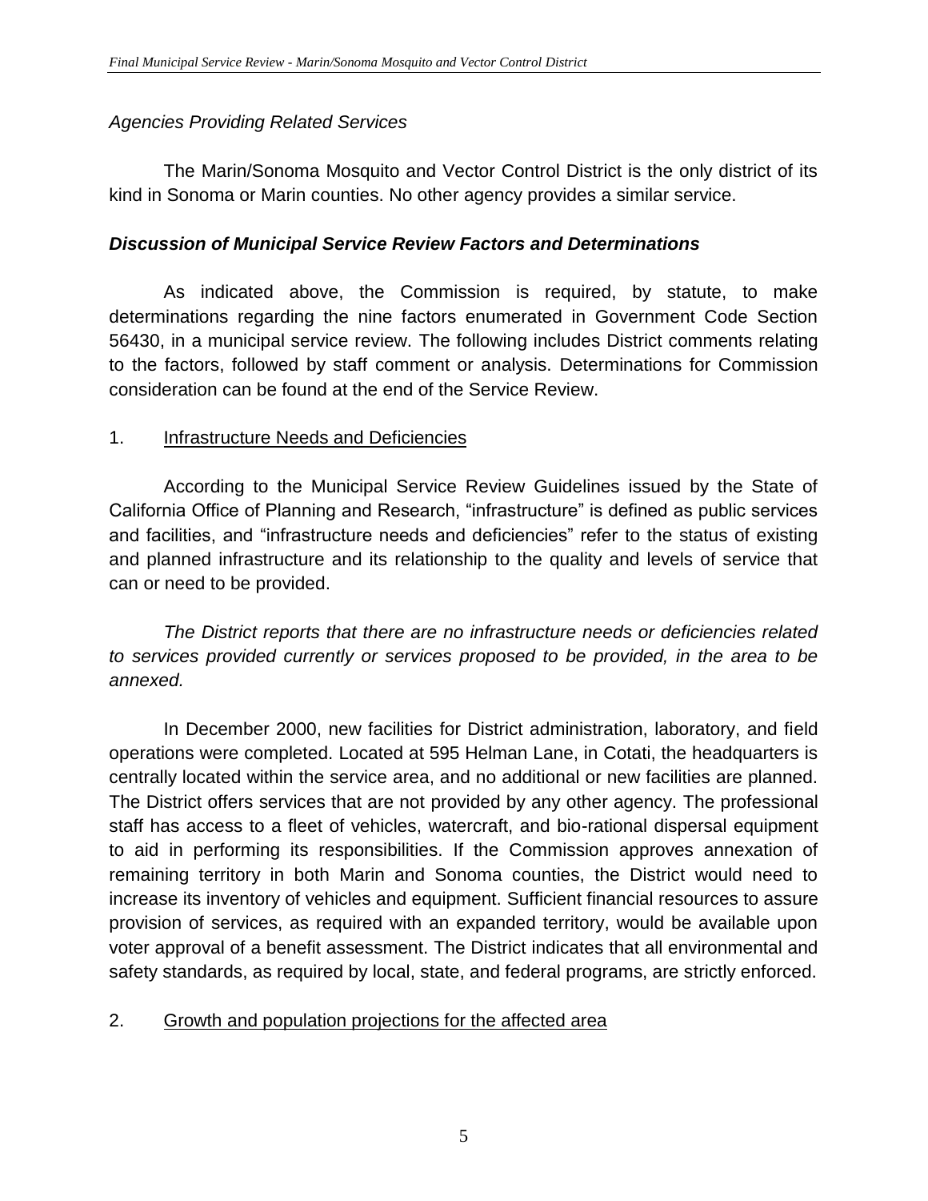*Agencies Providing Related Services*

The Marin/Sonoma Mosquito and Vector Control District is the only district of its kind in Sonoma or Marin counties. No other agency provides a similar service.

### ***Discussion of Municipal Service Review Factors and Determinations***

As indicated above, the Commission is required, by statute, to make determinations regarding the nine factors enumerated in Government Code Section 56430, in a municipal service review. The following includes District comments relating to the factors, followed by staff comment or analysis. Determinations for Commission consideration can be found at the end of the Service Review.

1. <u>Infrastructure Needs and Deficiencies</u>

According to the Municipal Service Review Guidelines issued by the State of California Office of Planning and Research, "infrastructure" is defined as public services and facilities, and "infrastructure needs and deficiencies" refer to the status of existing and planned infrastructure and its relationship to the quality and levels of service that can or need to be provided.

*The District reports that there are no infrastructure needs or deficiencies related to services provided currently or services proposed to be provided, in the area to be annexed.*

In December 2000, new facilities for District administration, laboratory, and field operations were completed. Located at 595 Helman Lane, in Cotati, the headquarters is centrally located within the service area, and no additional or new facilities are planned. The District offers services that are not provided by any other agency. The professional staff has access to a fleet of vehicles, watercraft, and bio-rational dispersal equipment to aid in performing its responsibilities. If the Commission approves annexation of remaining territory in both Marin and Sonoma counties, the District would need to increase its inventory of vehicles and equipment. Sufficient financial resources to assure provision of services, as required with an expanded territory, would be available upon voter approval of a benefit assessment. The District indicates that all environmental and safety standards, as required by local, state, and federal programs, are strictly enforced.

2. <u>Growth and population projections for the affected area</u>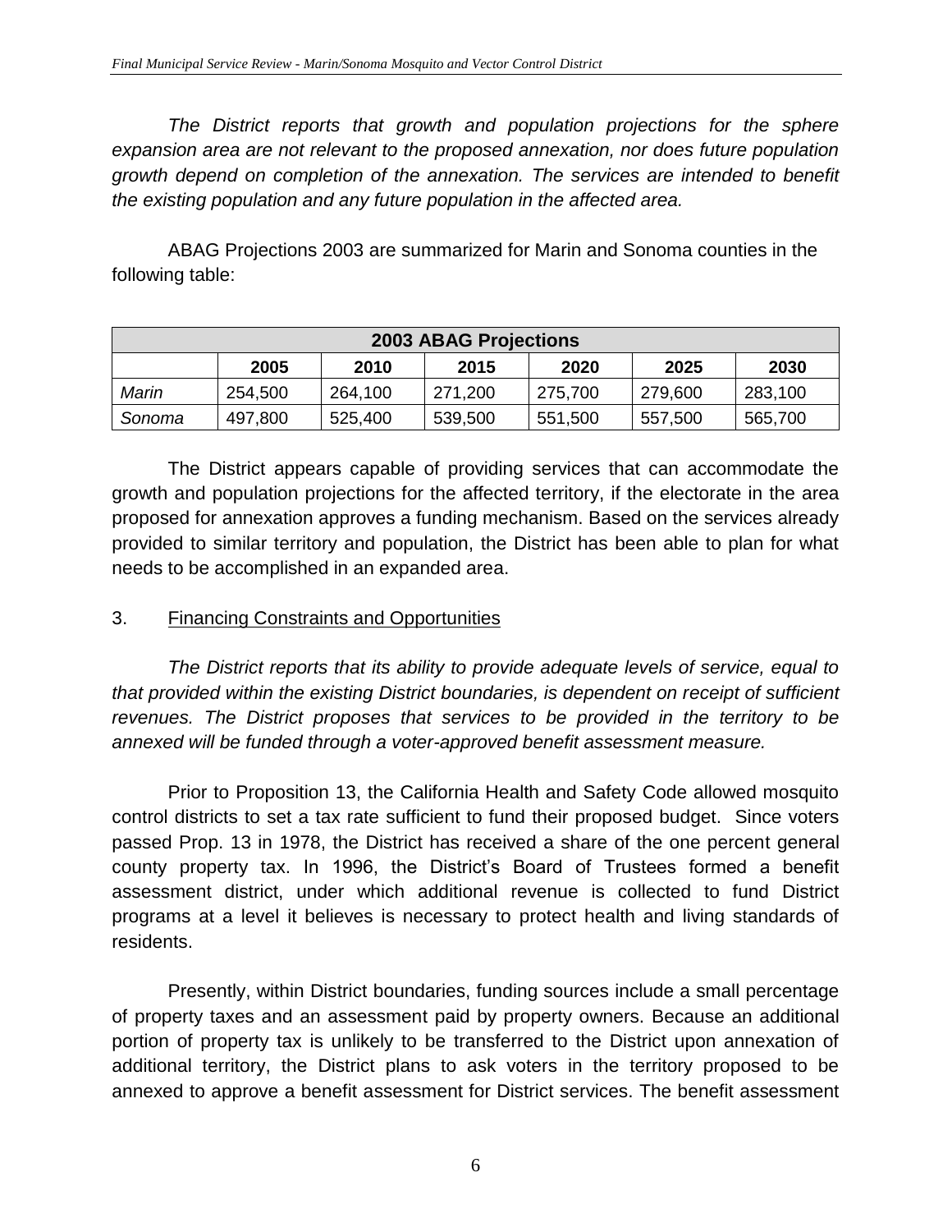*The District reports that growth and population projections for the sphere expansion area are not relevant to the proposed annexation, nor does future population growth depend on completion of the annexation. The services are intended to benefit the existing population and any future population in the affected area.*

ABAG Projections 2003 are summarized for Marin and Sonoma counties in the following table:

| 2003 ABAG Projections | | | | | | |
|---|---|---|---|---|---|---|
| | **2005** | **2010** | **2015** | **2020** | **2025** | **2030** |
| *Marin* | 254,500 | 264,100 | 271,200 | 275,700 | 279,600 | 283,100 |
| *Sonoma* | 497,800 | 525,400 | 539,500 | 551,500 | 557,500 | 565,700 |

The District appears capable of providing services that can accommodate the growth and population projections for the affected territory, if the electorate in the area proposed for annexation approves a funding mechanism. Based on the services already provided to similar territory and population, the District has been able to plan for what needs to be accomplished in an expanded area.

3. Financing Constraints and Opportunities

*The District reports that its ability to provide adequate levels of service, equal to that provided within the existing District boundaries, is dependent on receipt of sufficient revenues. The District proposes that services to be provided in the territory to be annexed will be funded through a voter-approved benefit assessment measure.*

Prior to Proposition 13, the California Health and Safety Code allowed mosquito control districts to set a tax rate sufficient to fund their proposed budget. Since voters passed Prop. 13 in 1978, the District has received a share of the one percent general county property tax. In 1996, the District's Board of Trustees formed a benefit assessment district, under which additional revenue is collected to fund District programs at a level it believes is necessary to protect health and living standards of residents.

Presently, within District boundaries, funding sources include a small percentage of property taxes and an assessment paid by property owners. Because an additional portion of property tax is unlikely to be transferred to the District upon annexation of additional territory, the District plans to ask voters in the territory proposed to be annexed to approve a benefit assessment for District services. The benefit assessment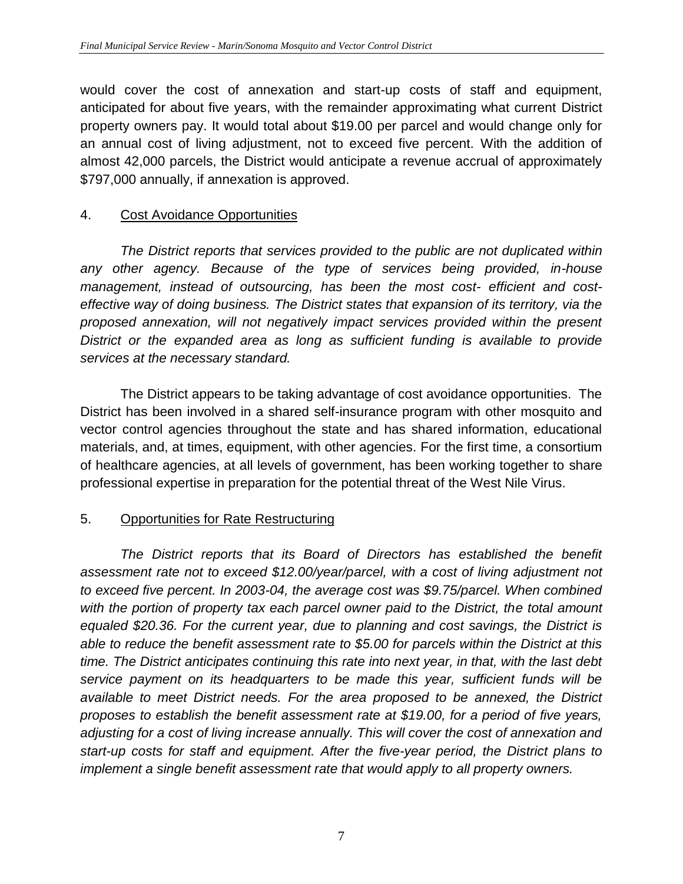would cover the cost of annexation and start-up costs of staff and equipment, anticipated for about five years, with the remainder approximating what current District property owners pay. It would total about $19.00 per parcel and would change only for an annual cost of living adjustment, not to exceed five percent. With the addition of almost 42,000 parcels, the District would anticipate a revenue accrual of approximately $797,000 annually, if annexation is approved.

4. Cost Avoidance Opportunities

*The District reports that services provided to the public are not duplicated within any other agency. Because of the type of services being provided, in-house management, instead of outsourcing, has been the most cost- efficient and cost-effective way of doing business. The District states that expansion of its territory, via the proposed annexation, will not negatively impact services provided within the present District or the expanded area as long as sufficient funding is available to provide services at the necessary standard.*

The District appears to be taking advantage of cost avoidance opportunities. The District has been involved in a shared self-insurance program with other mosquito and vector control agencies throughout the state and has shared information, educational materials, and, at times, equipment, with other agencies. For the first time, a consortium of healthcare agencies, at all levels of government, has been working together to share professional expertise in preparation for the potential threat of the West Nile Virus.

5. Opportunities for Rate Restructuring

*The District reports that its Board of Directors has established the benefit assessment rate not to exceed $12.00/year/parcel, with a cost of living adjustment not to exceed five percent. In 2003-04, the average cost was $9.75/parcel. When combined with the portion of property tax each parcel owner paid to the District, the total amount equaled $20.36. For the current year, due to planning and cost savings, the District is able to reduce the benefit assessment rate to $5.00 for parcels within the District at this time. The District anticipates continuing this rate into next year, in that, with the last debt service payment on its headquarters to be made this year, sufficient funds will be available to meet District needs. For the area proposed to be annexed, the District proposes to establish the benefit assessment rate at $19.00, for a period of five years, adjusting for a cost of living increase annually. This will cover the cost of annexation and start-up costs for staff and equipment. After the five-year period, the District plans to implement a single benefit assessment rate that would apply to all property owners.*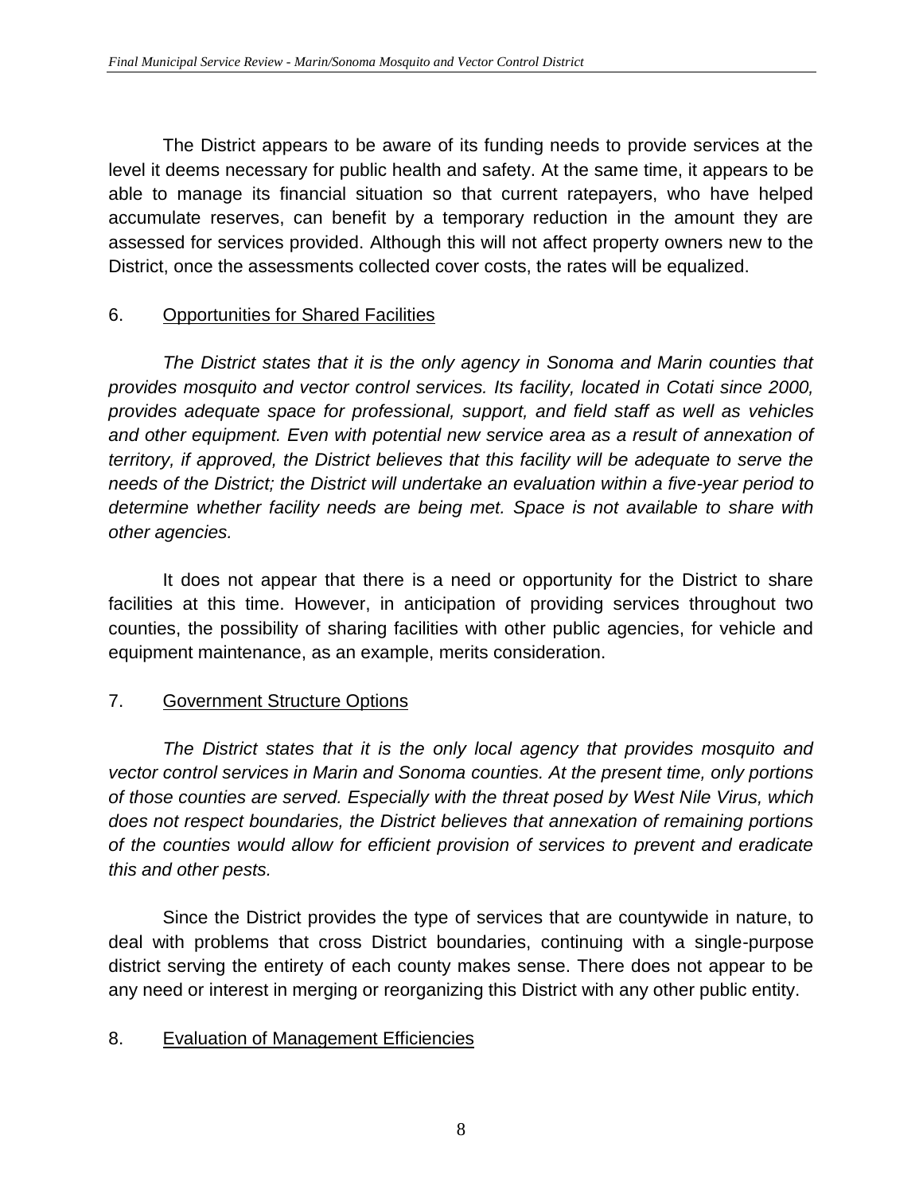The District appears to be aware of its funding needs to provide services at the level it deems necessary for public health and safety. At the same time, it appears to be able to manage its financial situation so that current ratepayers, who have helped accumulate reserves, can benefit by a temporary reduction in the amount they are assessed for services provided. Although this will not affect property owners new to the District, once the assessments collected cover costs, the rates will be equalized.

6. Opportunities for Shared Facilities

*The District states that it is the only agency in Sonoma and Marin counties that provides mosquito and vector control services. Its facility, located in Cotati since 2000, provides adequate space for professional, support, and field staff as well as vehicles and other equipment. Even with potential new service area as a result of annexation of territory, if approved, the District believes that this facility will be adequate to serve the needs of the District; the District will undertake an evaluation within a five-year period to determine whether facility needs are being met. Space is not available to share with other agencies.*

It does not appear that there is a need or opportunity for the District to share facilities at this time. However, in anticipation of providing services throughout two counties, the possibility of sharing facilities with other public agencies, for vehicle and equipment maintenance, as an example, merits consideration.

7. Government Structure Options

*The District states that it is the only local agency that provides mosquito and vector control services in Marin and Sonoma counties. At the present time, only portions of those counties are served. Especially with the threat posed by West Nile Virus, which does not respect boundaries, the District believes that annexation of remaining portions of the counties would allow for efficient provision of services to prevent and eradicate this and other pests.*

Since the District provides the type of services that are countywide in nature, to deal with problems that cross District boundaries, continuing with a single-purpose district serving the entirety of each county makes sense. There does not appear to be any need or interest in merging or reorganizing this District with any other public entity.

8. Evaluation of Management Efficiencies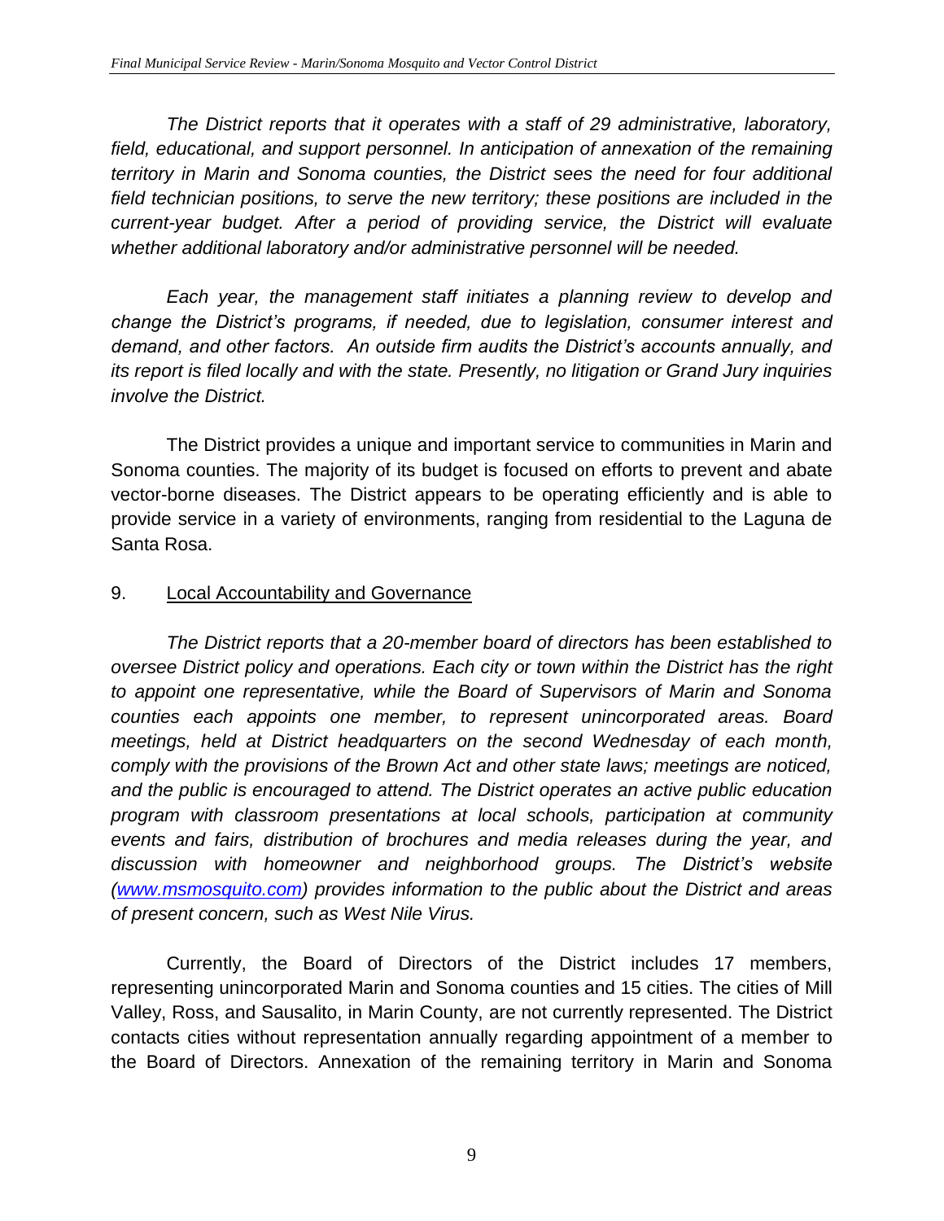*The District reports that it operates with a staff of 29 administrative, laboratory, field, educational, and support personnel. In anticipation of annexation of the remaining territory in Marin and Sonoma counties, the District sees the need for four additional field technician positions, to serve the new territory; these positions are included in the current-year budget. After a period of providing service, the District will evaluate whether additional laboratory and/or administrative personnel will be needed.*

*Each year, the management staff initiates a planning review to develop and change the District's programs, if needed, due to legislation, consumer interest and demand, and other factors. An outside firm audits the District's accounts annually, and its report is filed locally and with the state. Presently, no litigation or Grand Jury inquiries involve the District.*

The District provides a unique and important service to communities in Marin and Sonoma counties. The majority of its budget is focused on efforts to prevent and abate vector-borne diseases. The District appears to be operating efficiently and is able to provide service in a variety of environments, ranging from residential to the Laguna de Santa Rosa.

9. <u>Local Accountability and Governance</u>

*The District reports that a 20-member board of directors has been established to oversee District policy and operations. Each city or town within the District has the right to appoint one representative, while the Board of Supervisors of Marin and Sonoma counties each appoints one member, to represent unincorporated areas. Board meetings, held at District headquarters on the second Wednesday of each month, comply with the provisions of the Brown Act and other state laws; meetings are noticed, and the public is encouraged to attend. The District operates an active public education program with classroom presentations at local schools, participation at community events and fairs, distribution of brochures and media releases during the year, and discussion with homeowner and neighborhood groups. The District's website ([www.msmosquito.com](http://www.msmosquito.com)) provides information to the public about the District and areas of present concern, such as West Nile Virus.*

Currently, the Board of Directors of the District includes 17 members, representing unincorporated Marin and Sonoma counties and 15 cities. The cities of Mill Valley, Ross, and Sausalito, in Marin County, are not currently represented. The District contacts cities without representation annually regarding appointment of a member to the Board of Directors. Annexation of the remaining territory in Marin and Sonoma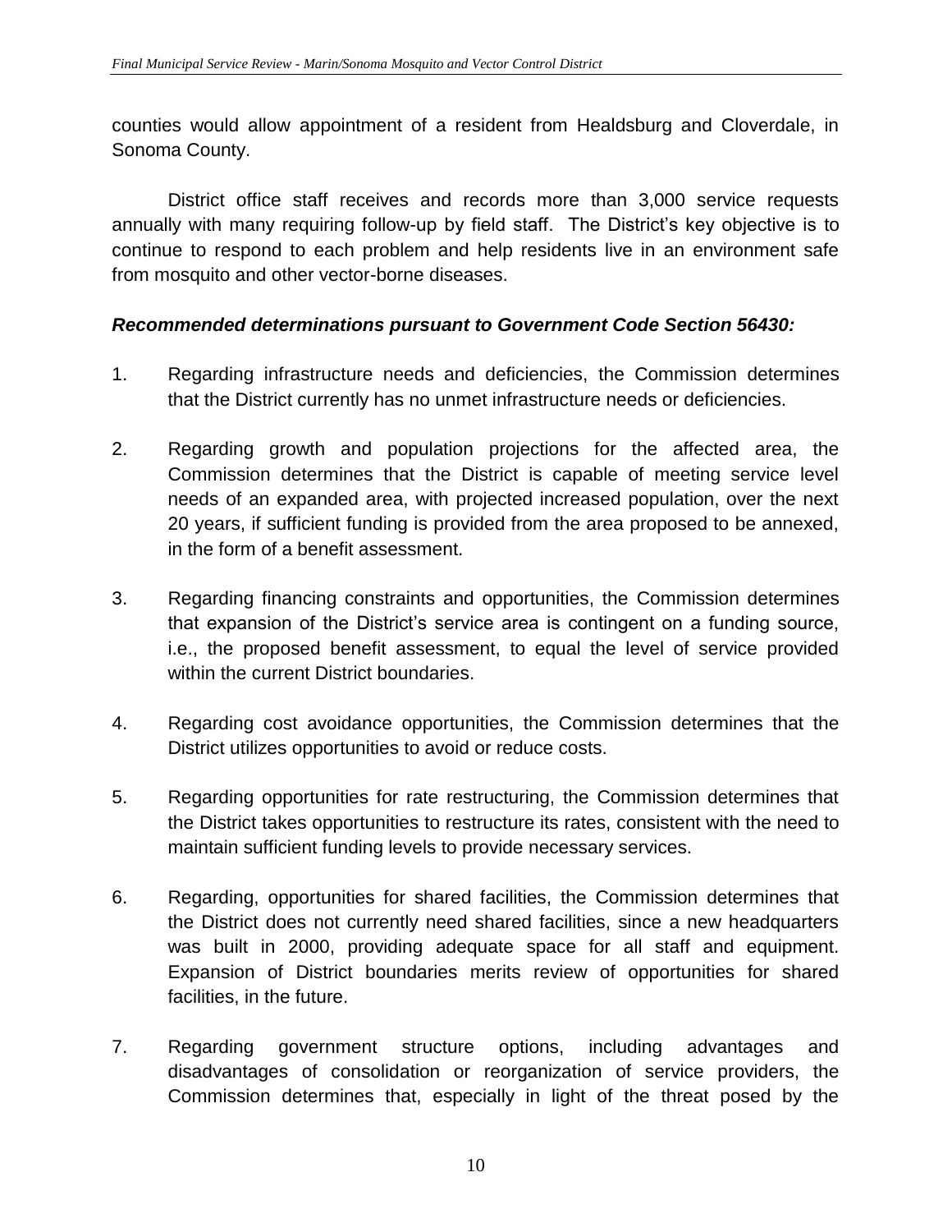counties would allow appointment of a resident from Healdsburg and Cloverdale, in Sonoma County.

District office staff receives and records more than 3,000 service requests annually with many requiring follow-up by field staff. The District's key objective is to continue to respond to each problem and help residents live in an environment safe from mosquito and other vector-borne diseases.

***Recommended determinations pursuant to Government Code Section 56430:***

1. Regarding infrastructure needs and deficiencies, the Commission determines that the District currently has no unmet infrastructure needs or deficiencies.

2. Regarding growth and population projections for the affected area, the Commission determines that the District is capable of meeting service level needs of an expanded area, with projected increased population, over the next 20 years, if sufficient funding is provided from the area proposed to be annexed, in the form of a benefit assessment.

3. Regarding financing constraints and opportunities, the Commission determines that expansion of the District's service area is contingent on a funding source, i.e., the proposed benefit assessment, to equal the level of service provided within the current District boundaries.

4. Regarding cost avoidance opportunities, the Commission determines that the District utilizes opportunities to avoid or reduce costs.

5. Regarding opportunities for rate restructuring, the Commission determines that the District takes opportunities to restructure its rates, consistent with the need to maintain sufficient funding levels to provide necessary services.

6. Regarding, opportunities for shared facilities, the Commission determines that the District does not currently need shared facilities, since a new headquarters was built in 2000, providing adequate space for all staff and equipment. Expansion of District boundaries merits review of opportunities for shared facilities, in the future.

7. Regarding government structure options, including advantages and disadvantages of consolidation or reorganization of service providers, the Commission determines that, especially in light of the threat posed by the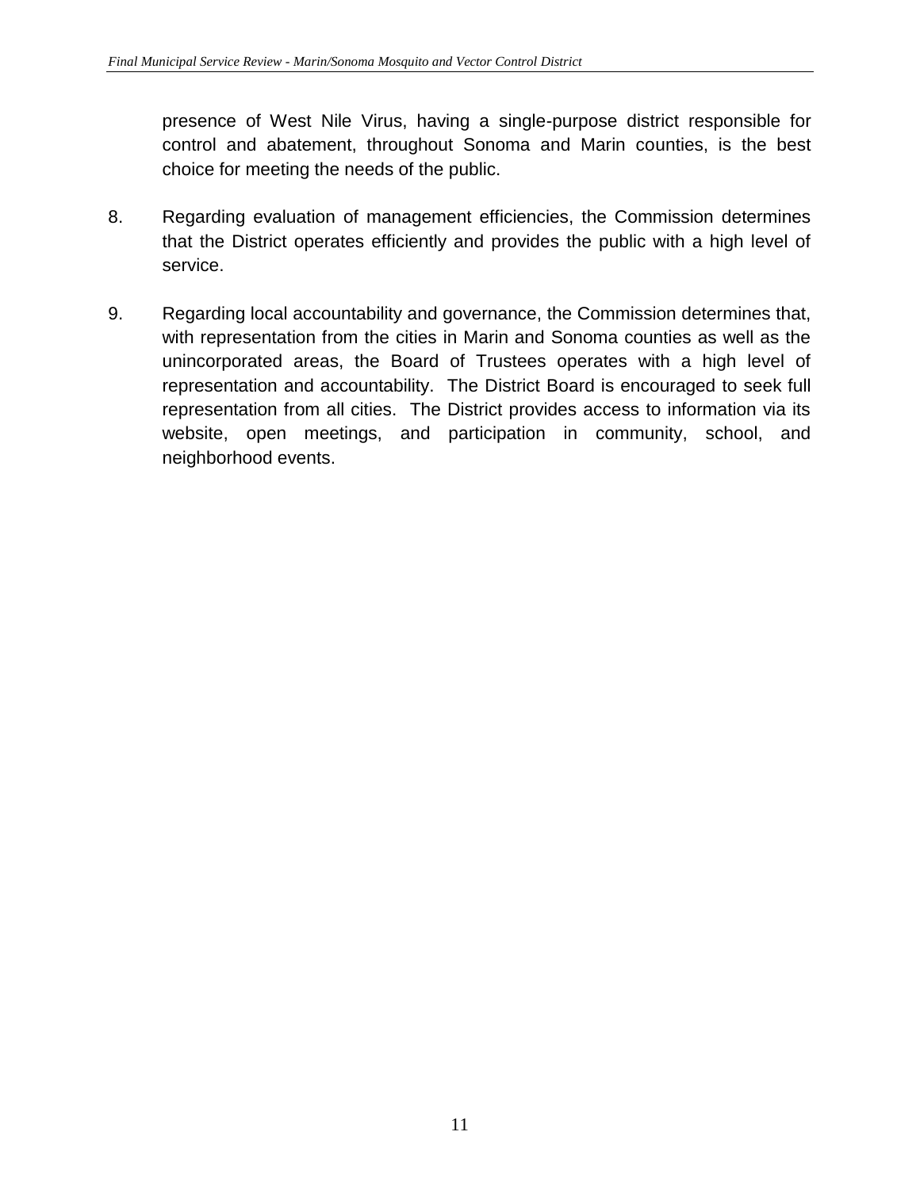presence of West Nile Virus, having a single-purpose district responsible for control and abatement, throughout Sonoma and Marin counties, is the best choice for meeting the needs of the public.

8. Regarding evaluation of management efficiencies, the Commission determines that the District operates efficiently and provides the public with a high level of service.

9. Regarding local accountability and governance, the Commission determines that, with representation from the cities in Marin and Sonoma counties as well as the unincorporated areas, the Board of Trustees operates with a high level of representation and accountability. The District Board is encouraged to seek full representation from all cities. The District provides access to information via its website, open meetings, and participation in community, school, and neighborhood events.